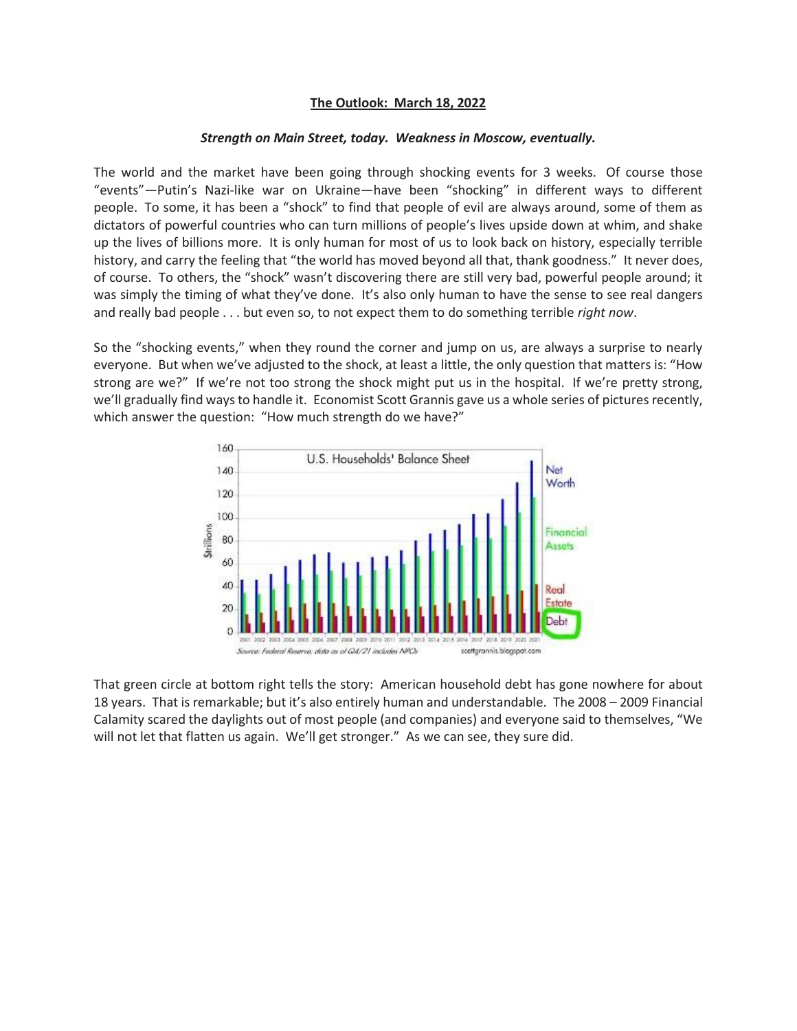**The Outlook: March 18, 2022**

***Strength on Main Street, today. Weakness in Moscow, eventually.***

The world and the market have been going through shocking events for 3 weeks. Of course those "events"—Putin's Nazi-like war on Ukraine—have been "shocking" in different ways to different people. To some, it has been a "shock" to find that people of evil are always around, some of them as dictators of powerful countries who can turn millions of people's lives upside down at whim, and shake up the lives of billions more. It is only human for most of us to look back on history, especially terrible history, and carry the feeling that "the world has moved beyond all that, thank goodness." It never does, of course. To others, the "shock" wasn't discovering there are still very bad, powerful people around; it was simply the timing of what they've done. It's also only human to have the sense to see real dangers and really bad people . . . but even so, to not expect them to do something terrible *right now*.

So the "shocking events," when they round the corner and jump on us, are always a surprise to nearly everyone. But when we've adjusted to the shock, at least a little, the only question that matters is: "How strong are we?" If we're not too strong the shock might put us in the hospital. If we're pretty strong, we'll gradually find ways to handle it. Economist Scott Grannis gave us a whole series of pictures recently, which answer the question: "How much strength do we have?"

That green circle at bottom right tells the story: American household debt has gone nowhere for about 18 years. That is remarkable; but it's also entirely human and understandable. The 2008 – 2009 Financial Calamity scared the daylights out of most people (and companies) and everyone said to themselves, "We will not let that flatten us again. We'll get stronger." As we can see, they sure did.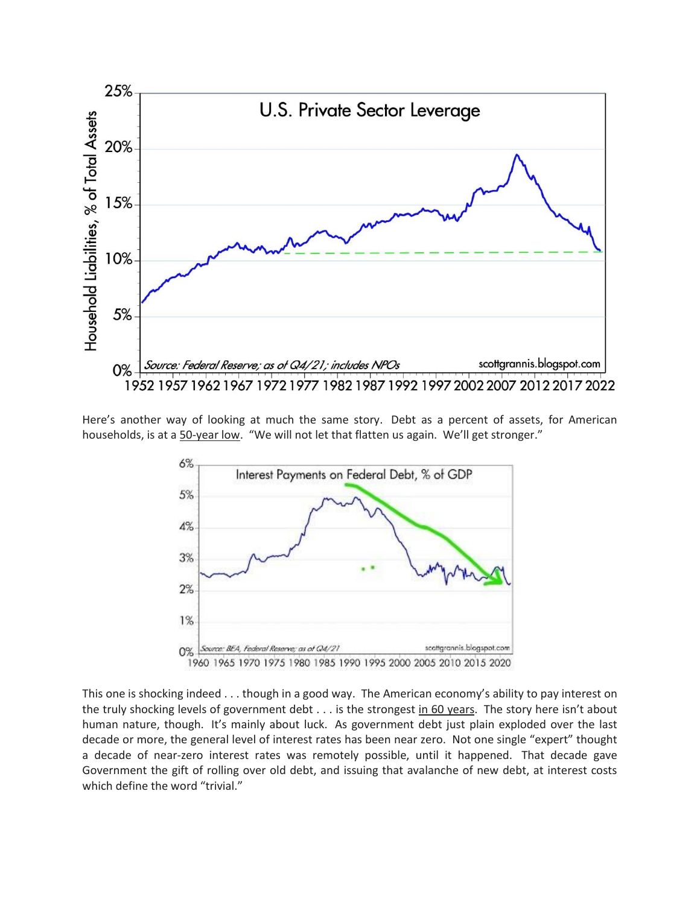Here's another way of looking at much the same story. Debt as a percent of assets, for American households, is at a 50-year low. "We will not let that flatten us again. We'll get stronger."

This one is shocking indeed . . . though in a good way. The American economy's ability to pay interest on the truly shocking levels of government debt . . . is the strongest in 60 years. The story here isn't about human nature, though. It's mainly about luck. As government debt just plain exploded over the last decade or more, the general level of interest rates has been near zero. Not one single "expert" thought a decade of near-zero interest rates was remotely possible, until it happened. That decade gave Government the gift of rolling over old debt, and issuing that avalanche of new debt, at interest costs which define the word "trivial."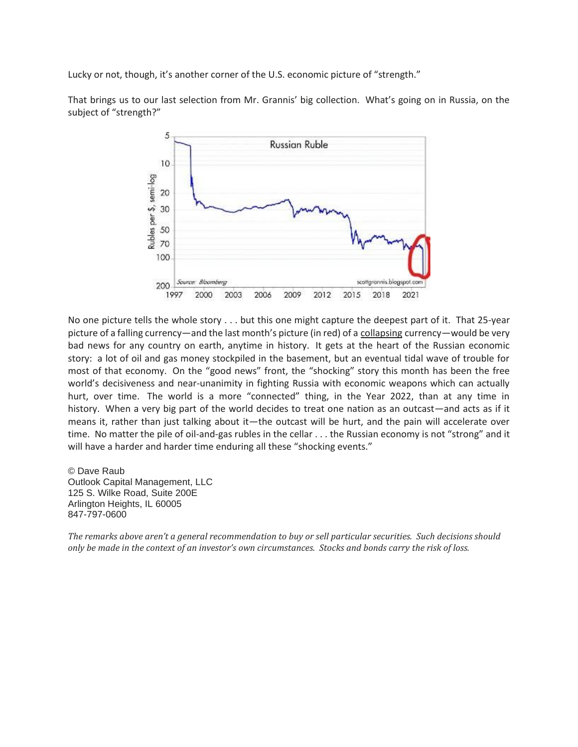Lucky or not, though, it's another corner of the U.S. economic picture of "strength."

That brings us to our last selection from Mr. Grannis' big collection. What's going on in Russia, on the subject of "strength?"

Russian Ruble

Rubles per $, semi-log

5
10
20
30
50
70
100
200

1997 2000 2003 2006 2009 2012 2015 2018 2021

Source: Bloomberg

scottgrannis.blogspot.com

No one picture tells the whole story . . . but this one might capture the deepest part of it. That 25-year picture of a falling currency—and the last month's picture (in red) of a collapsing currency—would be very bad news for any country on earth, anytime in history. It gets at the heart of the Russian economic story: a lot of oil and gas money stockpiled in the basement, but an eventual tidal wave of trouble for most of that economy. On the "good news" front, the "shocking" story this month has been the free world's decisiveness and near-unanimity in fighting Russia with economic weapons which can actually hurt, over time. The world is a more "connected" thing, in the Year 2022, than at any time in history. When a very big part of the world decides to treat one nation as an outcast—and acts as if it means it, rather than just talking about it—the outcast will be hurt, and the pain will accelerate over time. No matter the pile of oil-and-gas rubles in the cellar . . . the Russian economy is not "strong" and it will have a harder and harder time enduring all these "shocking events."

© Dave Raub
Outlook Capital Management, LLC
125 S. Wilke Road, Suite 200E
Arlington Heights, IL 60005
847-797-0600

*The remarks above aren't a general recommendation to buy or sell particular securities. Such decisions should only be made in the context of an investor's own circumstances. Stocks and bonds carry the risk of loss.*